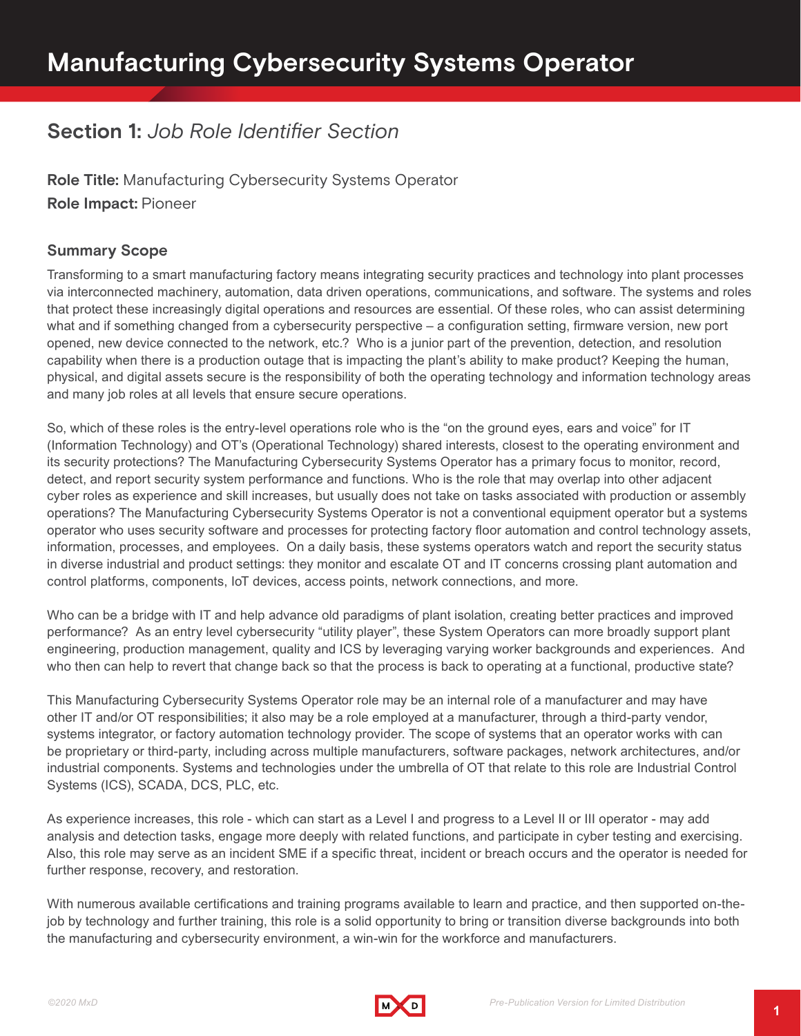# Manufacturing Cybersecurity Systems Operator

## Section 1: *Job Role Identifier Section*

**Role Title:** Manufacturing Cybersecurity Systems Operator

**Role Impact:** Pioneer

### Summary Scope

Transforming to a smart manufacturing factory means integrating security practices and technology into plant processes via interconnected machinery, automation, data driven operations, communications, and software. The systems and roles that protect these increasingly digital operations and resources are essential. Of these roles, who can assist determining what and if something changed from a cybersecurity perspective – a configuration setting, firmware version, new port opened, new device connected to the network, etc.? Who is a junior part of the prevention, detection, and resolution capability when there is a production outage that is impacting the plant's ability to make product? Keeping the human, physical, and digital assets secure is the responsibility of both the operating technology and information technology areas and many job roles at all levels that ensure secure operations.

So, which of these roles is the entry-level operations role who is the "on the ground eyes, ears and voice" for IT (Information Technology) and OT's (Operational Technology) shared interests, closest to the operating environment and its security protections? The Manufacturing Cybersecurity Systems Operator has a primary focus to monitor, record, detect, and report security system performance and functions. Who is the role that may overlap into other adjacent cyber roles as experience and skill increases, but usually does not take on tasks associated with production or assembly operations? The Manufacturing Cybersecurity Systems Operator is not a conventional equipment operator but a systems operator who uses security software and processes for protecting factory floor automation and control technology assets, information, processes, and employees. On a daily basis, these systems operators watch and report the security status in diverse industrial and product settings: they monitor and escalate OT and IT concerns crossing plant automation and control platforms, components, IoT devices, access points, network connections, and more.

Who can be a bridge with IT and help advance old paradigms of plant isolation, creating better practices and improved performance? As an entry level cybersecurity "utility player", these System Operators can more broadly support plant engineering, production management, quality and ICS by leveraging varying worker backgrounds and experiences. And who then can help to revert that change back so that the process is back to operating at a functional, productive state?

This Manufacturing Cybersecurity Systems Operator role may be an internal role of a manufacturer and may have other IT and/or OT responsibilities; it also may be a role employed at a manufacturer, through a third-party vendor, systems integrator, or factory automation technology provider. The scope of systems that an operator works with can be proprietary or third-party, including across multiple manufacturers, software packages, network architectures, and/or industrial components. Systems and technologies under the umbrella of OT that relate to this role are Industrial Control Systems (ICS), SCADA, DCS, PLC, etc.

As experience increases, this role - which can start as a Level I and progress to a Level II or III operator - may add analysis and detection tasks, engage more deeply with related functions, and participate in cyber testing and exercising. Also, this role may serve as an incident SME if a specific threat, incident or breach occurs and the operator is needed for further response, recovery, and restoration.

With numerous available certifications and training programs available to learn and practice, and then supported on-the-job by technology and further training, this role is a solid opportunity to bring or transition diverse backgrounds into both the manufacturing and cybersecurity environment, a win-win for the workforce and manufacturers.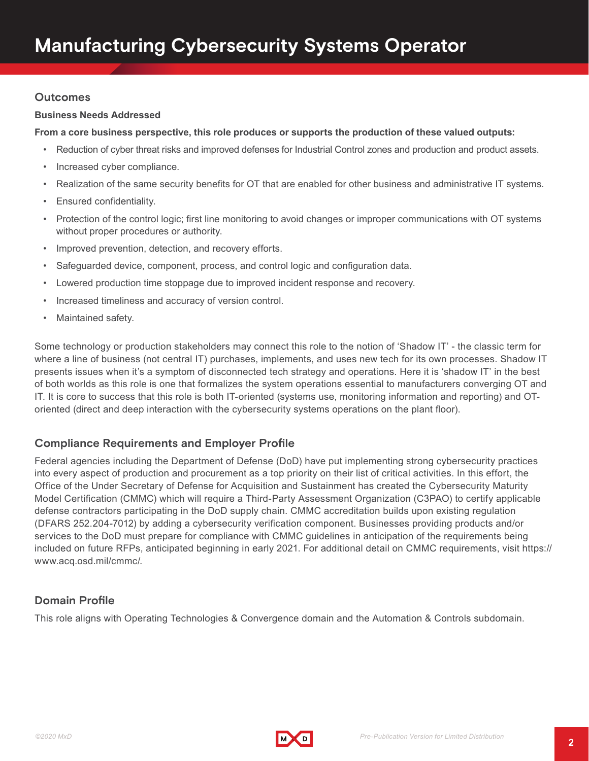# Manufacturing Cybersecurity Systems Operator

## Outcomes

### Business Needs Addressed

**From a core business perspective, this role produces or supports the production of these valued outputs:**

- Reduction of cyber threat risks and improved defenses for Industrial Control zones and production and product assets.
- Increased cyber compliance.
- Realization of the same security benefits for OT that are enabled for other business and administrative IT systems.
- Ensured confidentiality.
- Protection of the control logic; first line monitoring to avoid changes or improper communications with OT systems without proper procedures or authority.
- Improved prevention, detection, and recovery efforts.
- Safeguarded device, component, process, and control logic and configuration data.
- Lowered production time stoppage due to improved incident response and recovery.
- Increased timeliness and accuracy of version control.
- Maintained safety.

Some technology or production stakeholders may connect this role to the notion of 'Shadow IT' - the classic term for where a line of business (not central IT) purchases, implements, and uses new tech for its own processes. Shadow IT presents issues when it's a symptom of disconnected tech strategy and operations. Here it is 'shadow IT' in the best of both worlds as this role is one that formalizes the system operations essential to manufacturers converging OT and IT. It is core to success that this role is both IT-oriented (systems use, monitoring information and reporting) and OT-oriented (direct and deep interaction with the cybersecurity systems operations on the plant floor).

## Compliance Requirements and Employer Profile

Federal agencies including the Department of Defense (DoD) have put implementing strong cybersecurity practices into every aspect of production and procurement as a top priority on their list of critical activities. In this effort, the Office of the Under Secretary of Defense for Acquisition and Sustainment has created the Cybersecurity Maturity Model Certification (CMMC) which will require a Third-Party Assessment Organization (C3PAO) to certify applicable defense contractors participating in the DoD supply chain. CMMC accreditation builds upon existing regulation (DFARS 252.204-7012) by adding a cybersecurity verification component. Businesses providing products and/or services to the DoD must prepare for compliance with CMMC guidelines in anticipation of the requirements being included on future RFPs, anticipated beginning in early 2021. For additional detail on CMMC requirements, visit https://www.acq.osd.mil/cmmc/.

## Domain Profile

This role aligns with Operating Technologies & Convergence domain and the Automation & Controls subdomain.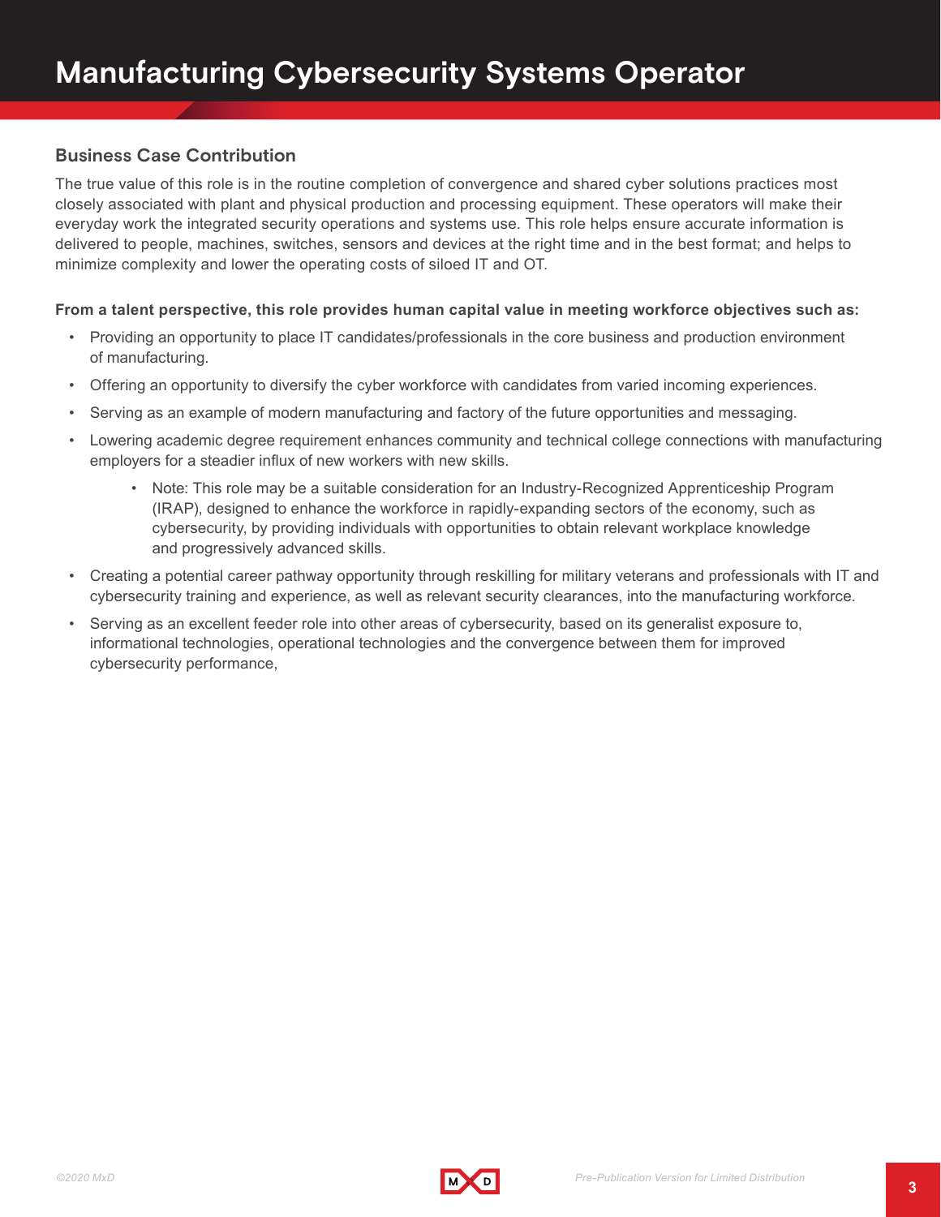# Manufacturing Cybersecurity Systems Operator

## Business Case Contribution

The true value of this role is in the routine completion of convergence and shared cyber solutions practices most closely associated with plant and physical production and processing equipment. These operators will make their everyday work the integrated security operations and systems use. This role helps ensure accurate information is delivered to people, machines, switches, sensors and devices at the right time and in the best format; and helps to minimize complexity and lower the operating costs of siloed IT and OT.

**From a talent perspective, this role provides human capital value in meeting workforce objectives such as:**

- Providing an opportunity to place IT candidates/professionals in the core business and production environment of manufacturing.
- Offering an opportunity to diversify the cyber workforce with candidates from varied incoming experiences.
- Serving as an example of modern manufacturing and factory of the future opportunities and messaging.
- Lowering academic degree requirement enhances community and technical college connections with manufacturing employers for a steadier influx of new workers with new skills.
    - Note: This role may be a suitable consideration for an Industry-Recognized Apprenticeship Program (IRAP), designed to enhance the workforce in rapidly-expanding sectors of the economy, such as cybersecurity, by providing individuals with opportunities to obtain relevant workplace knowledge and progressively advanced skills.
- Creating a potential career pathway opportunity through reskilling for military veterans and professionals with IT and cybersecurity training and experience, as well as relevant security clearances, into the manufacturing workforce.
- Serving as an excellent feeder role into other areas of cybersecurity, based on its generalist exposure to, informational technologies, operational technologies and the convergence between them for improved cybersecurity performance,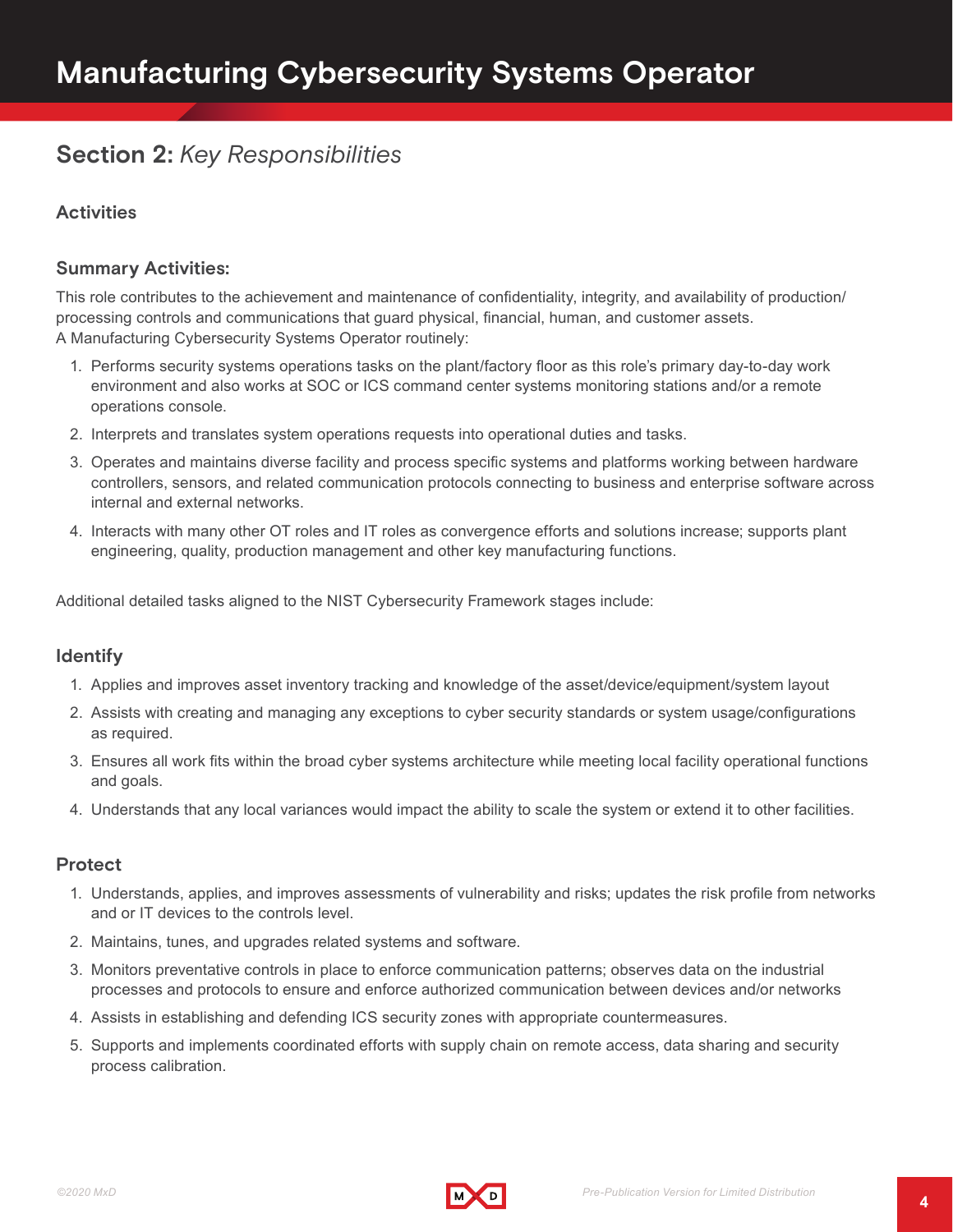# Manufacturing Cybersecurity Systems Operator

## Section 2: *Key Responsibilities*

### Activities

### Summary Activities:

This role contributes to the achievement and maintenance of confidentiality, integrity, and availability of production/processing controls and communications that guard physical, financial, human, and customer assets.
A Manufacturing Cybersecurity Systems Operator routinely:

1. Performs security systems operations tasks on the plant/factory floor as this role's primary day-to-day work environment and also works at SOC or ICS command center systems monitoring stations and/or a remote operations console.
2. Interprets and translates system operations requests into operational duties and tasks.
3. Operates and maintains diverse facility and process specific systems and platforms working between hardware controllers, sensors, and related communication protocols connecting to business and enterprise software across internal and external networks.
4. Interacts with many other OT roles and IT roles as convergence efforts and solutions increase; supports plant engineering, quality, production management and other key manufacturing functions.

Additional detailed tasks aligned to the NIST Cybersecurity Framework stages include:

### Identify

1. Applies and improves asset inventory tracking and knowledge of the asset/device/equipment/system layout
2. Assists with creating and managing any exceptions to cyber security standards or system usage/configurations as required.
3. Ensures all work fits within the broad cyber systems architecture while meeting local facility operational functions and goals.
4. Understands that any local variances would impact the ability to scale the system or extend it to other facilities.

### Protect

1. Understands, applies, and improves assessments of vulnerability and risks; updates the risk profile from networks and or IT devices to the controls level.
2. Maintains, tunes, and upgrades related systems and software.
3. Monitors preventative controls in place to enforce communication patterns; observes data on the industrial processes and protocols to ensure and enforce authorized communication between devices and/or networks
4. Assists in establishing and defending ICS security zones with appropriate countermeasures.
5. Supports and implements coordinated efforts with supply chain on remote access, data sharing and security process calibration.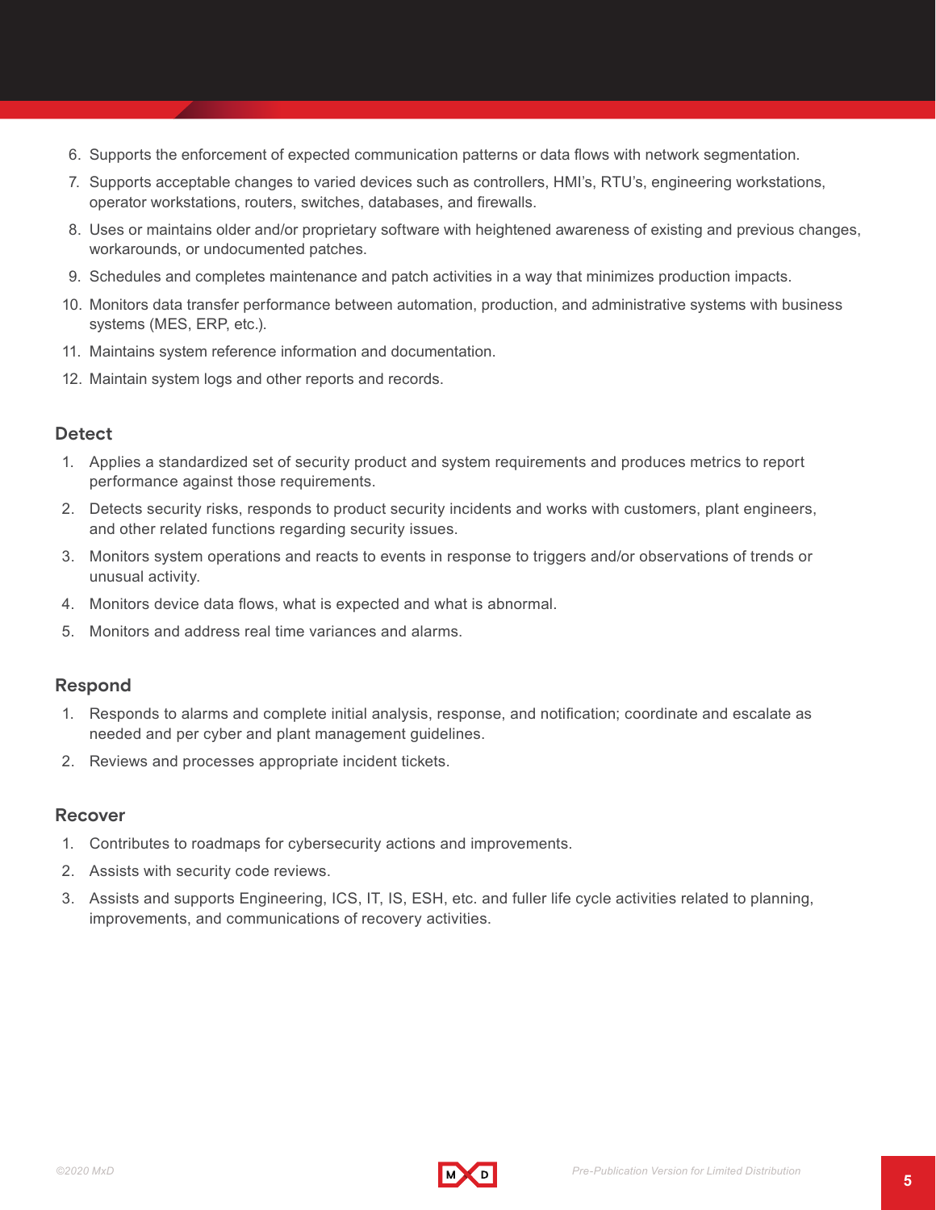6. Supports the enforcement of expected communication patterns or data flows with network segmentation.
7. Supports acceptable changes to varied devices such as controllers, HMI's, RTU's, engineering workstations, operator workstations, routers, switches, databases, and firewalls.
8. Uses or maintains older and/or proprietary software with heightened awareness of existing and previous changes, workarounds, or undocumented patches.
9. Schedules and completes maintenance and patch activities in a way that minimizes production impacts.
10. Monitors data transfer performance between automation, production, and administrative systems with business systems (MES, ERP, etc.).
11. Maintains system reference information and documentation.
12. Maintain system logs and other reports and records.

### Detect

1. Applies a standardized set of security product and system requirements and produces metrics to report performance against those requirements.
2. Detects security risks, responds to product security incidents and works with customers, plant engineers, and other related functions regarding security issues.
3. Monitors system operations and reacts to events in response to triggers and/or observations of trends or unusual activity.
4. Monitors device data flows, what is expected and what is abnormal.
5. Monitors and address real time variances and alarms.

### Respond

1. Responds to alarms and complete initial analysis, response, and notification; coordinate and escalate as needed and per cyber and plant management guidelines.
2. Reviews and processes appropriate incident tickets.

### Recover

1. Contributes to roadmaps for cybersecurity actions and improvements.
2. Assists with security code reviews.
3. Assists and supports Engineering, ICS, IT, IS, ESH, etc. and fuller life cycle activities related to planning, improvements, and communications of recovery activities.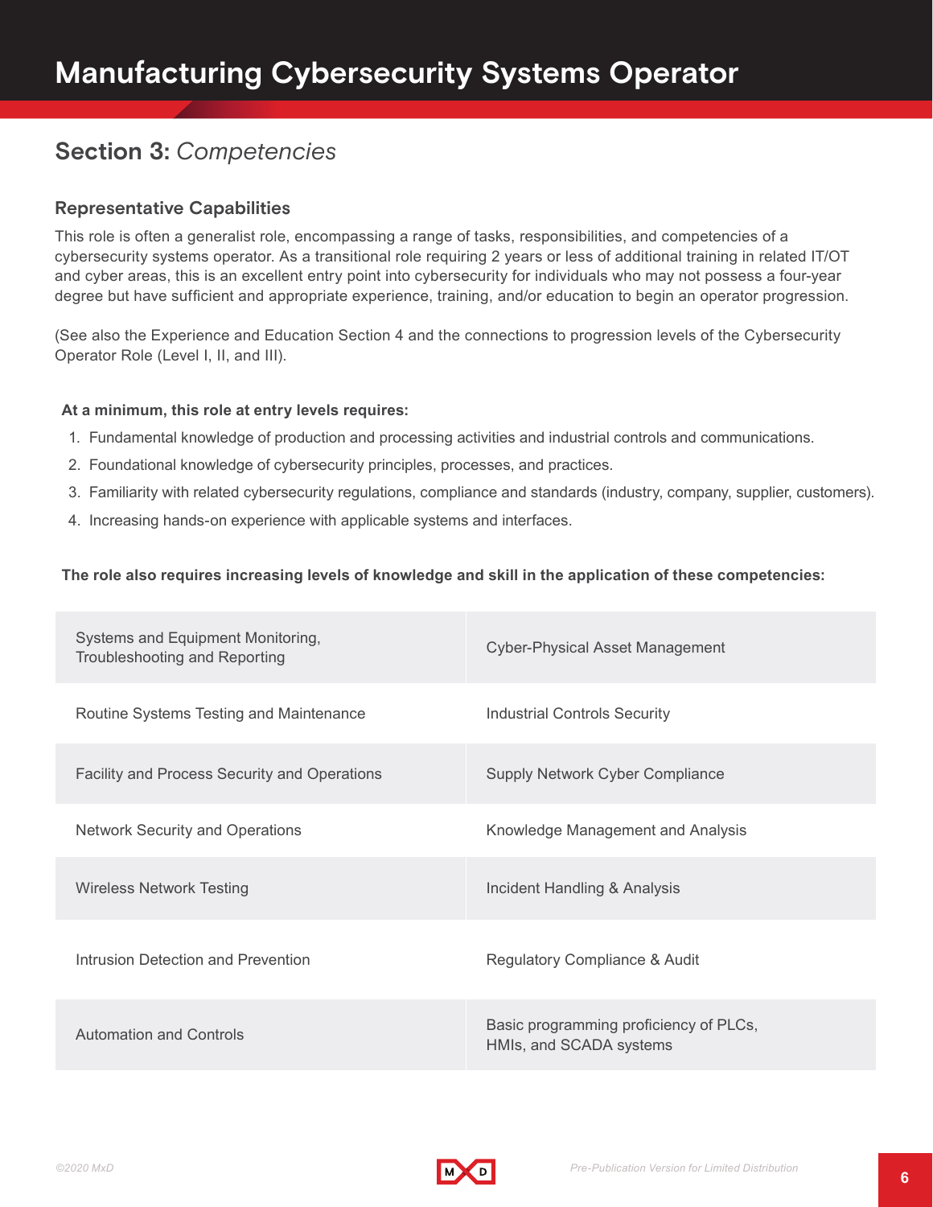# Manufacturing Cybersecurity Systems Operator

## Section 3: *Competencies*

### Representative Capabilities

This role is often a generalist role, encompassing a range of tasks, responsibilities, and competencies of a cybersecurity systems operator. As a transitional role requiring 2 years or less of additional training in related IT/OT and cyber areas, this is an excellent entry point into cybersecurity for individuals who may not possess a four-year degree but have sufficient and appropriate experience, training, and/or education to begin an operator progression.

(See also the Experience and Education Section 4 and the connections to progression levels of the Cybersecurity Operator Role (Level I, II, and III).

**At a minimum, this role at entry levels requires:**

1. Fundamental knowledge of production and processing activities and industrial controls and communications.
2. Foundational knowledge of cybersecurity principles, processes, and practices.
3. Familiarity with related cybersecurity regulations, compliance and standards (industry, company, supplier, customers).
4. Increasing hands-on experience with applicable systems and interfaces.

**The role also requires increasing levels of knowledge and skill in the application of these competencies:**

| | |
|---|---|
| Systems and Equipment Monitoring, Troubleshooting and Reporting | Cyber-Physical Asset Management |
| Routine Systems Testing and Maintenance | Industrial Controls Security |
| Facility and Process Security and Operations | Supply Network Cyber Compliance |
| Network Security and Operations | Knowledge Management and Analysis |
| Wireless Network Testing | Incident Handling & Analysis |
| Intrusion Detection and Prevention | Regulatory Compliance & Audit |
| Automation and Controls | Basic programming proficiency of PLCs, HMIs, and SCADA systems |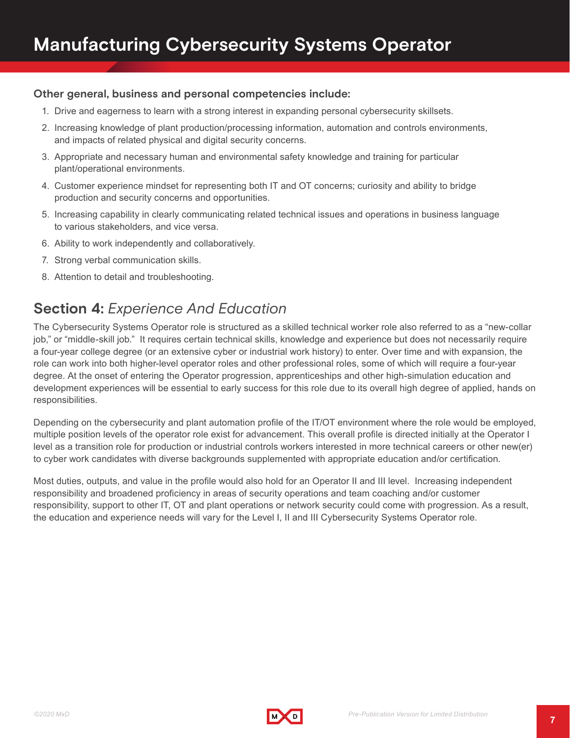### Other general, business and personal competencies include:

1. Drive and eagerness to learn with a strong interest in expanding personal cybersecurity skillsets.
2. Increasing knowledge of plant production/processing information, automation and controls environments, and impacts of related physical and digital security concerns.
3. Appropriate and necessary human and environmental safety knowledge and training for particular plant/operational environments.
4. Customer experience mindset for representing both IT and OT concerns; curiosity and ability to bridge production and security concerns and opportunities.
5. Increasing capability in clearly communicating related technical issues and operations in business language to various stakeholders, and vice versa.
6. Ability to work independently and collaboratively.
7. Strong verbal communication skills.
8. Attention to detail and troubleshooting.

## Section 4: *Experience And Education*

The Cybersecurity Systems Operator role is structured as a skilled technical worker role also referred to as a "new-collar job," or "middle-skill job." It requires certain technical skills, knowledge and experience but does not necessarily require a four-year college degree (or an extensive cyber or industrial work history) to enter. Over time and with expansion, the role can work into both higher-level operator roles and other professional roles, some of which will require a four-year degree. At the onset of entering the Operator progression, apprenticeships and other high-simulation education and development experiences will be essential to early success for this role due to its overall high degree of applied, hands on responsibilities.

Depending on the cybersecurity and plant automation profile of the IT/OT environment where the role would be employed, multiple position levels of the operator role exist for advancement. This overall profile is directed initially at the Operator I level as a transition role for production or industrial controls workers interested in more technical careers or other new(er) to cyber work candidates with diverse backgrounds supplemented with appropriate education and/or certification.

Most duties, outputs, and value in the profile would also hold for an Operator II and III level. Increasing independent responsibility and broadened proficiency in areas of security operations and team coaching and/or customer responsibility, support to other IT, OT and plant operations or network security could come with progression. As a result, the education and experience needs will vary for the Level I, II and III Cybersecurity Systems Operator role.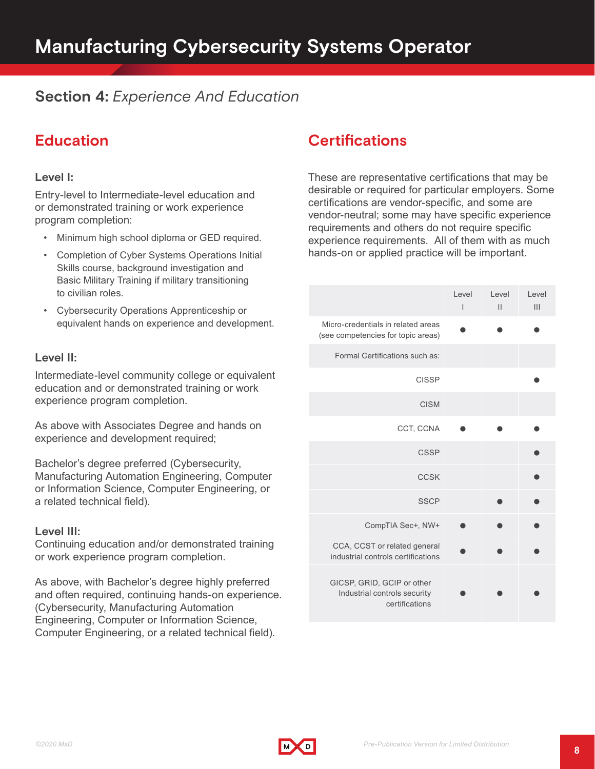# Manufacturing Cybersecurity Systems Operator

## Section 4: *Experience And Education*

## Education

### Level I:

Entry-level to Intermediate-level education and or demonstrated training or work experience program completion:

- Minimum high school diploma or GED required.
- Completion of Cyber Systems Operations Initial Skills course, background investigation and Basic Military Training if military transitioning to civilian roles.
- Cybersecurity Operations Apprenticeship or equivalent hands on experience and development.

### Level II:

Intermediate-level community college or equivalent education and or demonstrated training or work experience program completion.

As above with Associates Degree and hands on experience and development required;

Bachelor's degree preferred (Cybersecurity, Manufacturing Automation Engineering, Computer or Information Science, Computer Engineering, or a related technical field).

### Level III:

Continuing education and/or demonstrated training or work experience program completion.

As above, with Bachelor's degree highly preferred and often required, continuing hands-on experience. (Cybersecurity, Manufacturing Automation Engineering, Computer or Information Science, Computer Engineering, or a related technical field).

## Certifications

These are representative certifications that may be desirable or required for particular employers. Some certifications are vendor-specific, and some are vendor-neutral; some may have specific experience requirements and others do not require specific experience requirements. All of them with as much hands-on or applied practice will be important.

| | Level I | Level II | Level III |
|---|---|---|---|
| Micro-credentials in related areas (see competencies for topic areas) | ● | ● | ● |
| Formal Certifications such as: | | | |
| CISSP | | | ● |
| CISM | | | |
| CCT, CCNA | ● | ● | ● |
| CSSP | | | ● |
| CCSK | | | ● |
| SSCP | | ● | ● |
| CompTIA Sec+, NW+ | ● | ● | ● |
| CCA, CCST or related general industrial controls certifications | ● | ● | ● |
| GICSP, GRID, GCIP or other Industrial controls security certifications | ● | ● | ● |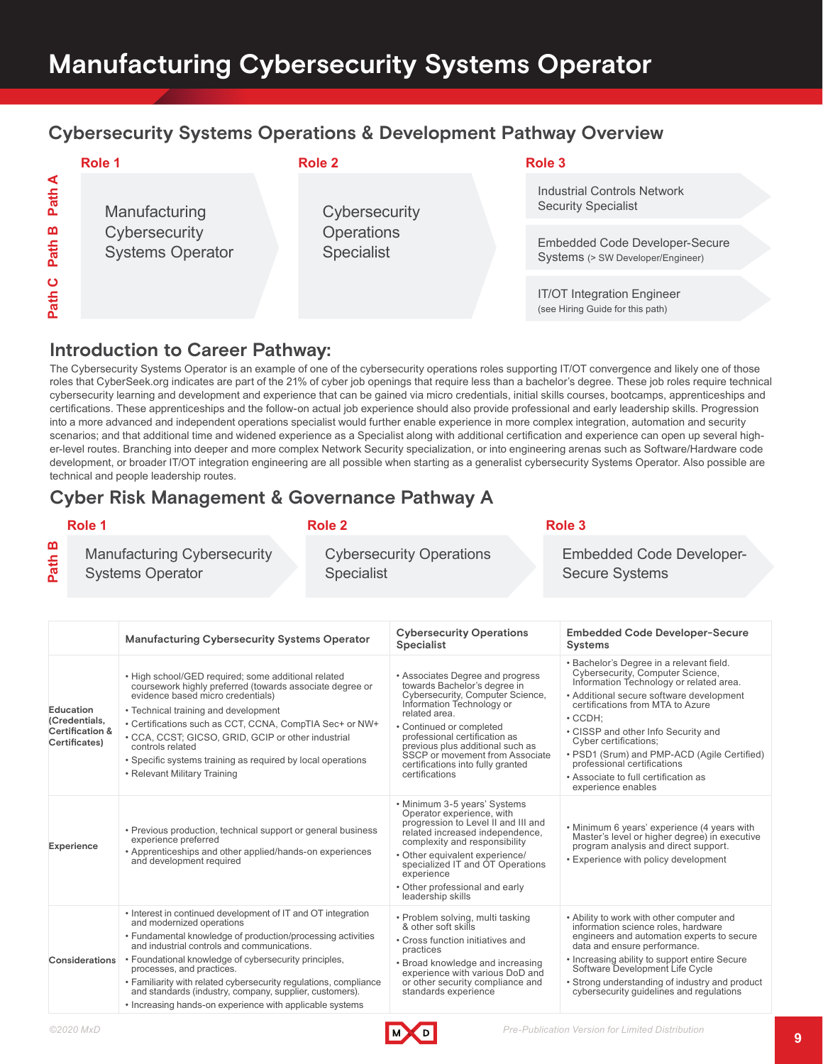# Manufacturing Cybersecurity Systems Operator

## Cybersecurity Systems Operations & Development Pathway Overview

| | Role 1 | Role 2 | Role 3 |
|---|---|---|---|
| Path A | Manufacturing Cybersecurity Systems Operator | Cybersecurity Operations Specialist | Industrial Controls Network Security Specialist |
| Path B | | | Embedded Code Developer-Secure Systems (> SW Developer/Engineer) |
| Path C | | | IT/OT Integration Engineer (see Hiring Guide for this path) |

## Introduction to Career Pathway:

The Cybersecurity Systems Operator is an example of one of the cybersecurity operations roles supporting IT/OT convergence and likely one of those roles that CyberSeek.org indicates are part of the 21% of cyber job openings that require less than a bachelor's degree. These job roles require technical cybersecurity learning and development and experience that can be gained via micro credentials, initial skills courses, bootcamps, apprenticeships and certifications. These apprenticeships and the follow-on actual job experience should also provide professional and early leadership skills. Progression into a more advanced and independent operations specialist would further enable experience in more complex integration, automation and security scenarios; and that additional time and widened experience as a Specialist along with additional certification and experience can open up several higher-level routes. Branching into deeper and more complex Network Security specialization, or into engineering arenas such as Software/Hardware code development, or broader IT/OT integration engineering are all possible when starting as a generalist cybersecurity Systems Operator. Also possible are technical and people leadership routes.

## Cyber Risk Management & Governance Pathway A

| | Role 1 | Role 2 | Role 3 |
|---|---|---|---|
| Path B | Manufacturing Cybersecurity Systems Operator | Cybersecurity Operations Specialist | Embedded Code Developer-Secure Systems |

| | Manufacturing Cybersecurity Systems Operator | Cybersecurity Operations Specialist | Embedded Code Developer-Secure Systems |
|---|---|---|---|
| Education (Credentials, Certification & Certificates) | • High school/GED required; some additional related coursework highly preferred (towards associate degree or evidence based micro credentials)<br>• Technical training and development<br>• Certifications such as CCT, CCNA, CompTIA Sec+ or NW+<br>• CCA, CCST; GICSO, GRID, GCIP or other industrial controls related<br>• Specific systems training as required by local operations<br>• Relevant Military Training | • Associates Degree and progress towards Bachelor's degree in Cybersecurity, Computer Science, Information Technology or related area.<br>• Continued or completed professional certification as previous plus additional such as SSCP or movement from Associate certifications into fully granted certifications | • Bachelor's Degree in a relevant field. Cybersecurity, Computer Science, Information Technology or related area.<br>• Additional secure software development certifications from MTA to Azure<br>• CCDH;<br>• CISSP and other Info Security and Cyber certifications;<br>• PSD1 (Srum) and PMP-ACD (Agile Certified) professional certifications<br>• Associate to full certification as experience enables |
| Experience | • Previous production, technical support or general business experience preferred<br>• Apprenticeships and other applied/hands-on experiences and development required | • Minimum 3-5 years' Systems Operator experience, with progression to Level II and III and related increased independence, complexity and responsibility<br>• Other equivalent experience/ specialized IT and OT Operations experience<br>• Other professional and early leadership skills | • Minimum 6 years' experience (4 years with Master's level or higher degree) in executive program analysis and direct support.<br>• Experience with policy development |
| Considerations | • Interest in continued development of IT and OT integration and modernized operations<br>• Fundamental knowledge of production/processing activities and industrial controls and communications.<br>• Foundational knowledge of cybersecurity principles, processes, and practices.<br>• Familiarity with related cybersecurity regulations, compliance and standards (industry, company, supplier, customers).<br>• Increasing hands-on experience with applicable systems | • Problem solving, multi tasking & other soft skills<br>• Cross function initiatives and practices<br>• Broad knowledge and increasing experience with various DoD and or other security compliance and standards experience | • Ability to work with other computer and information science roles, hardware engineers and automation experts to secure data and ensure performance.<br>• Increasing ability to support entire Secure Software Development Life Cycle<br>• Strong understanding of industry and product cybersecurity guidelines and regulations |

©2020 MxD

*Pre-Publication Version for Limited Distribution*